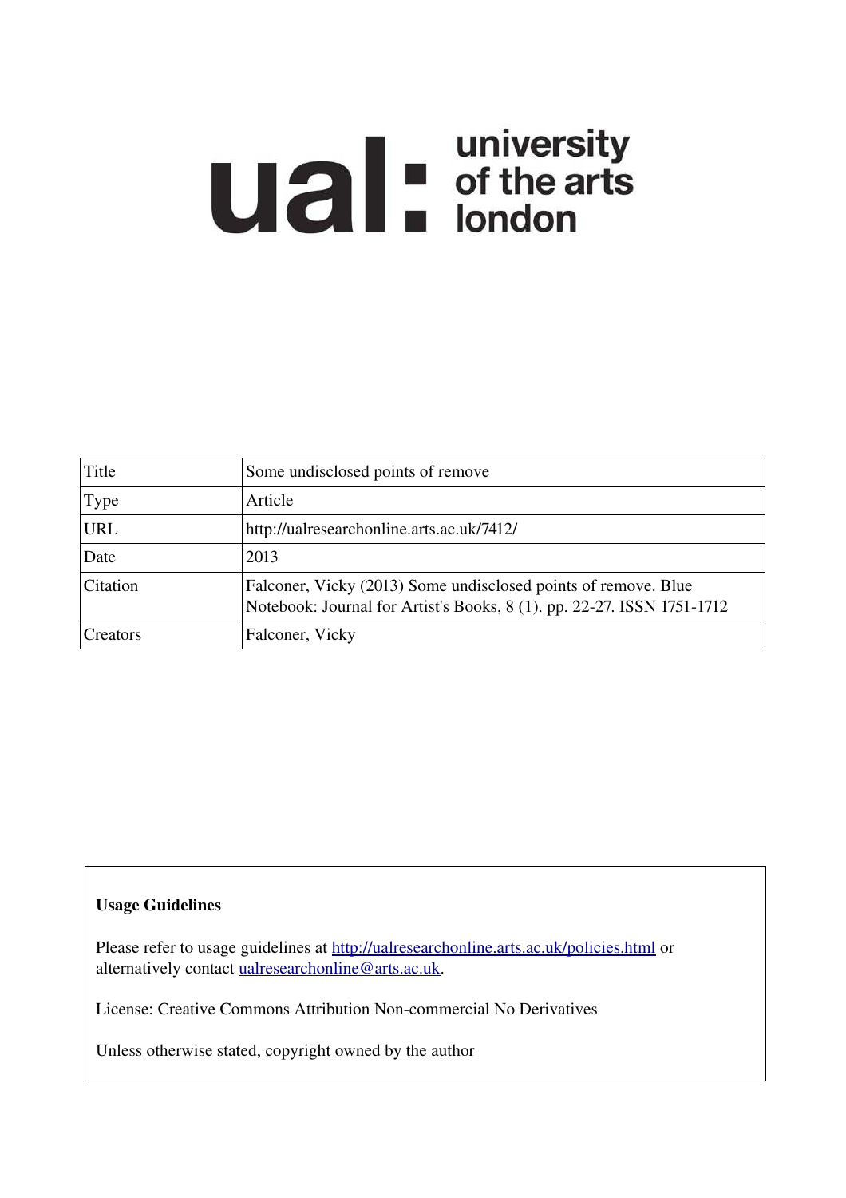ual: university of the arts london

| Title | Some undisclosed points of remove |
| --- | --- |
| Type | Article |
| URL | http://ualresearchonline.arts.ac.uk/7412/ |
| Date | 2013 |
| Citation | Falconer, Vicky (2013) Some undisclosed points of remove. Blue Notebook: Journal for Artist's Books, 8 (1). pp. 22-27. ISSN 1751-1712 |
| Creators | Falconer, Vicky |

**Usage Guidelines**

Please refer to usage guidelines at http://ualresearchonline.arts.ac.uk/policies.html or alternatively contact ualresearchonline@arts.ac.uk.

License: Creative Commons Attribution Non-commercial No Derivatives

Unless otherwise stated, copyright owned by the author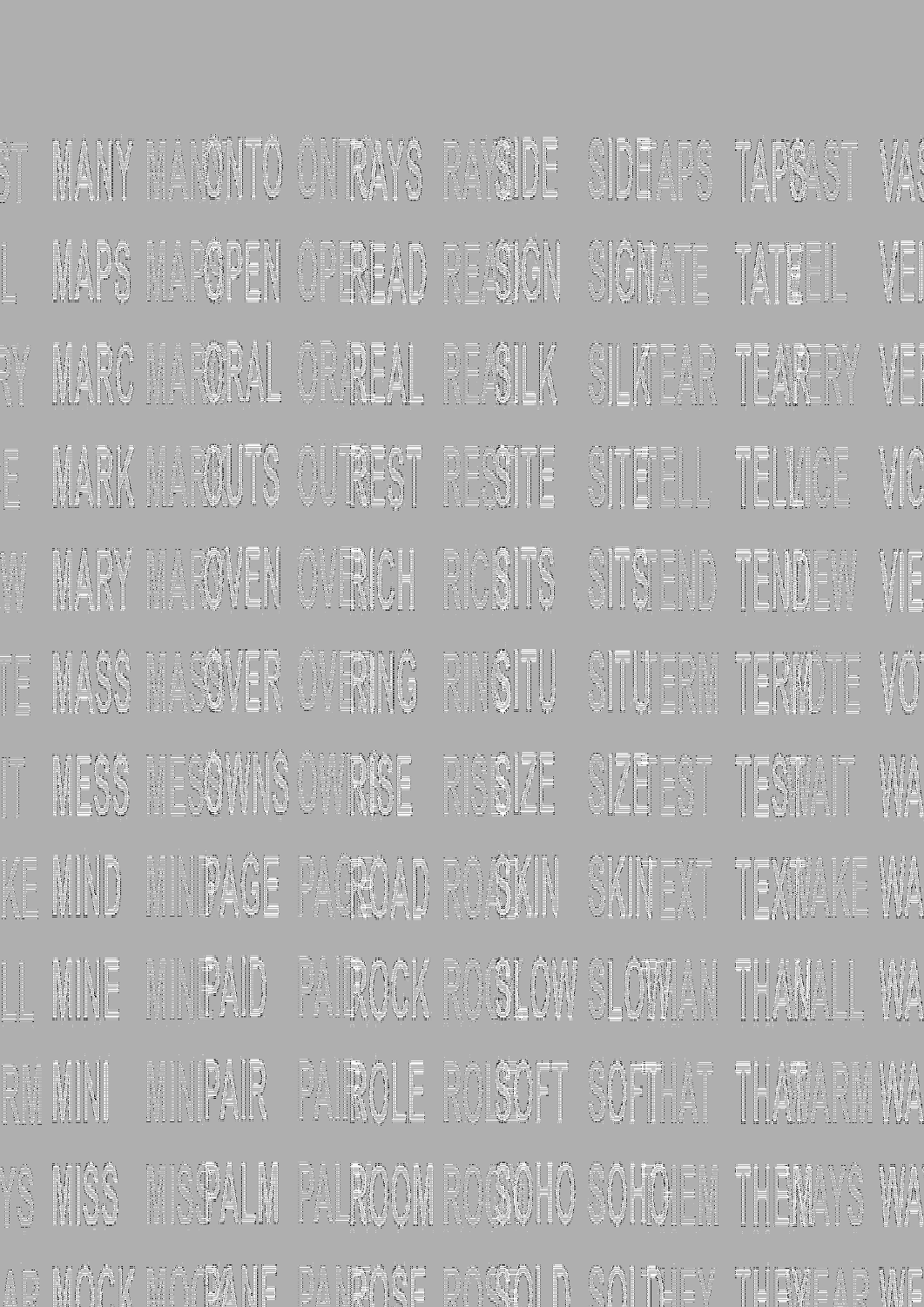ST MANY MANONTO ONTRAYS RAYSIDE SIDETAPS TAPSAST VAS

L MAPS MAPOPEN OPEREAD REASIGN SIGNATE TATEEIL VEI

RY MARC MARORAL ORAREAL REASILK SILKTEAR TEARERY VEI

E MARK MARCUTS OUTREST RESSITE SITETELL TELLVICE VIC

W MARY MAROVEN OVERICH RICSITS SITSTEND TENDEW VIE

TE MASS MASSVER OVERING RINSITU SITUTERM TERMOTE VOT

IT MESS MESOWNS OWRISE RISSIZE SIZETEST TESWAIT WA

KE MIND MINIPAGE PAGROAD ROASKIN SKINTEXT TEXTWAKE WA

LL MINE MINIPAID PAIROCK ROCSLOW SLOWTHAN THANALL WA

RM MINI MINIPAIR PAIROLE ROLSOFT SOFTHAT THATWARM WA

YS MISS MISSPALM PALROOM ROOSOHO SOHOTHEM THEMWAYS WA

AR MOCK MOCPANE PANROSE ROSSOLD SOLTHEY THEYYEAR WE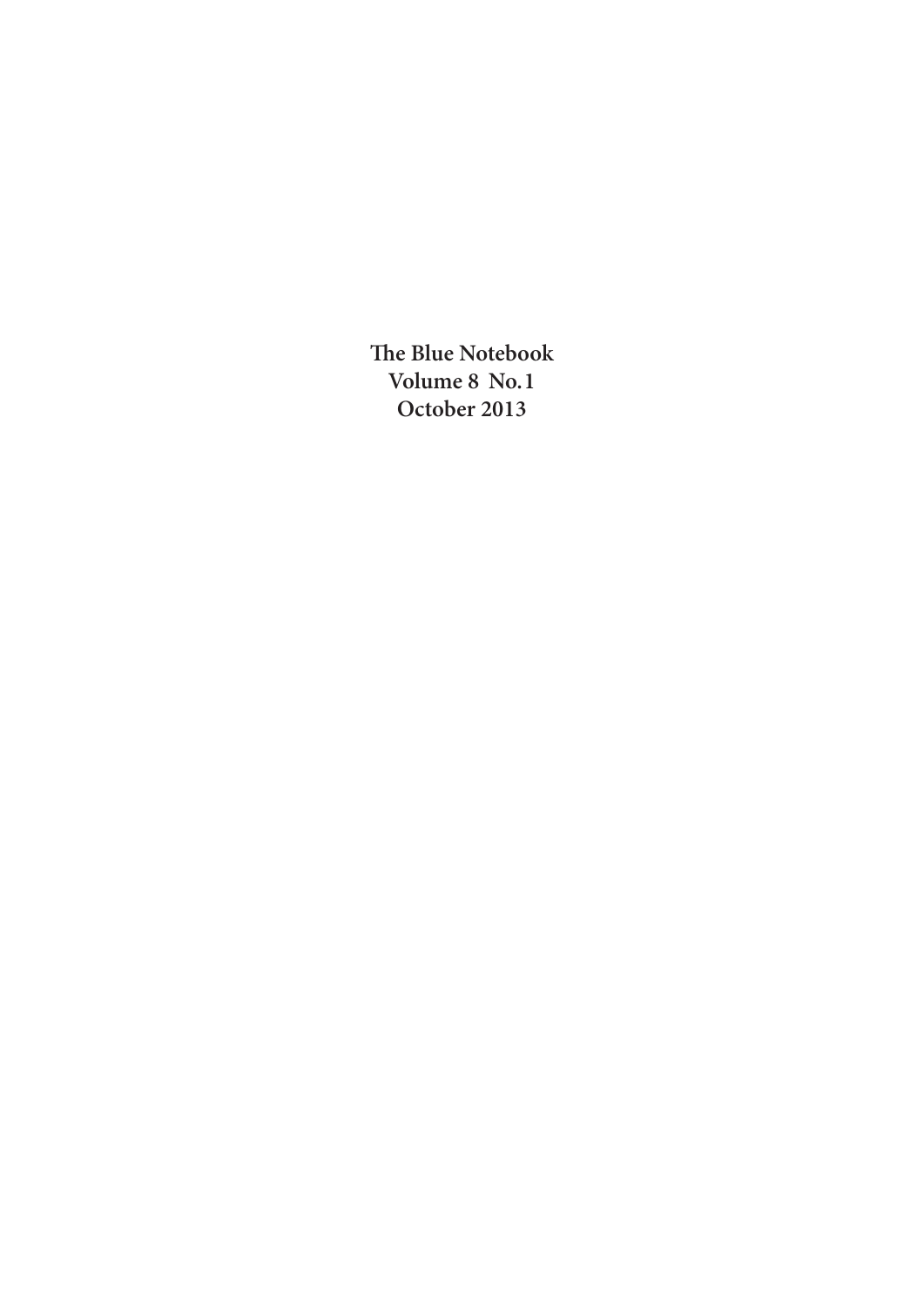**The Blue Notebook**
**Volume 8 No. 1**
**October 2013**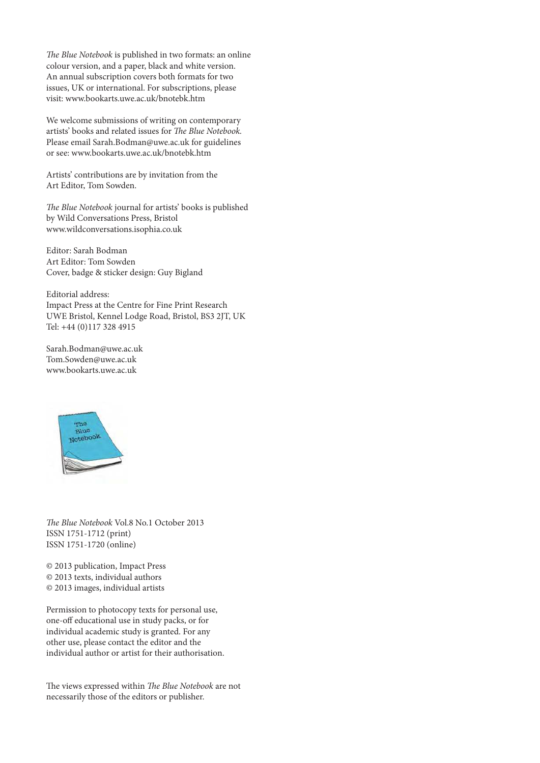*The Blue Notebook* is published in two formats: an online colour version, and a paper, black and white version. An annual subscription covers both formats for two issues, UK or international. For subscriptions, please visit: www.bookarts.uwe.ac.uk/bnotebk.htm

We welcome submissions of writing on contemporary artists' books and related issues for *The Blue Notebook*. Please email Sarah.Bodman@uwe.ac.uk for guidelines or see: www.bookarts.uwe.ac.uk/bnotebk.htm

Artists' contributions are by invitation from the Art Editor, Tom Sowden.

*The Blue Notebook* journal for artists' books is published by Wild Conversations Press, Bristol
www.wildconversations.isophia.co.uk

Editor: Sarah Bodman
Art Editor: Tom Sowden
Cover, badge & sticker design: Guy Bigland

Editorial address:
Impact Press at the Centre for Fine Print Research
UWE Bristol, Kennel Lodge Road, Bristol, BS3 2JT, UK
Tel: +44 (0)117 328 4915

Sarah.Bodman@uwe.ac.uk
Tom.Sowden@uwe.ac.uk
www.bookarts.uwe.ac.uk

*The Blue Notebook* Vol.8 No.1 October 2013
ISSN 1751-1712 (print)
ISSN 1751-1720 (online)

© 2013 publication, Impact Press
© 2013 texts, individual authors
© 2013 images, individual artists

Permission to photocopy texts for personal use, one-off educational use in study packs, or for individual academic study is granted. For any other use, please contact the editor and the individual author or artist for their authorisation.

The views expressed within *The Blue Notebook* are not necessarily those of the editors or publisher.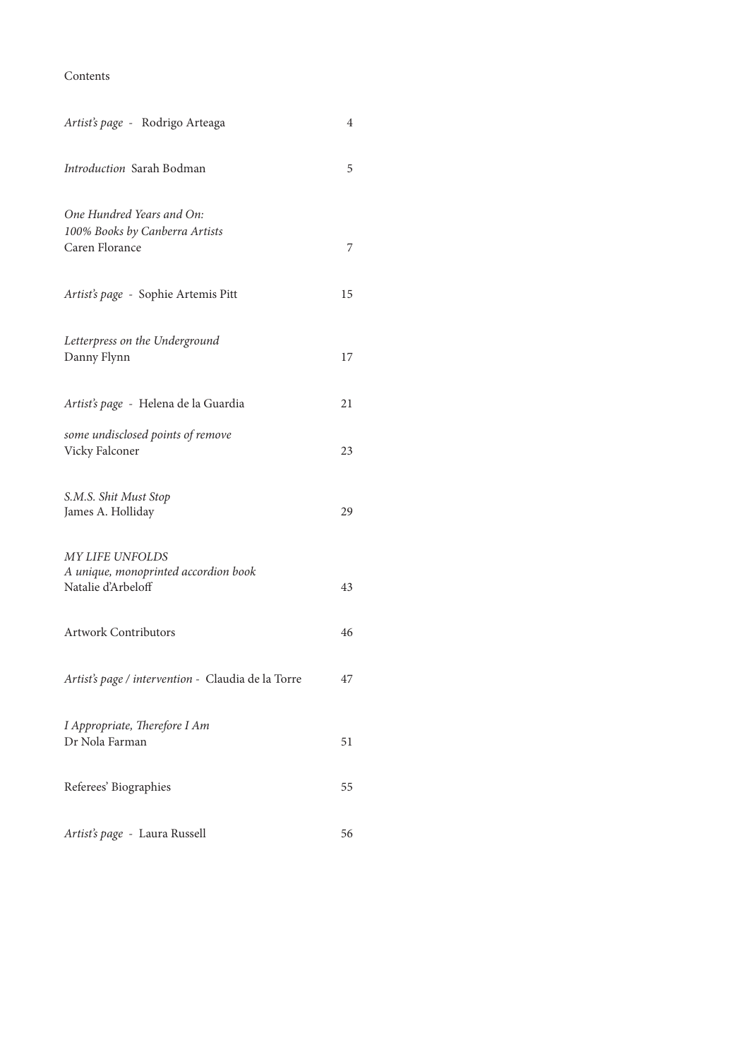## Contents

| | |
|---|---|
| *Artist's page* - Rodrigo Arteaga | 4 |
| *Introduction* Sarah Bodman | 5 |
| *One Hundred Years and On: 100% Books by Canberra Artists* Caren Florance | 7 |
| *Artist's page* - Sophie Artemis Pitt | 15 |
| *Letterpress on the Underground* Danny Flynn | 17 |
| *Artist's page* - Helena de la Guardia | 21 |
| *some undisclosed points of remove* Vicky Falconer | 23 |
| *S.M.S. Shit Must Stop* James A. Holliday | 29 |
| *MY LIFE UNFOLDS A unique, monoprinted accordion book* Natalie d'Arbeloff | 43 |
| Artwork Contributors | 46 |
| *Artist's page / intervention* - Claudia de la Torre | 47 |
| *I Appropriate, Therefore I Am* Dr Nola Farman | 51 |
| Referees' Biographies | 55 |
| *Artist's page* - Laura Russell | 56 |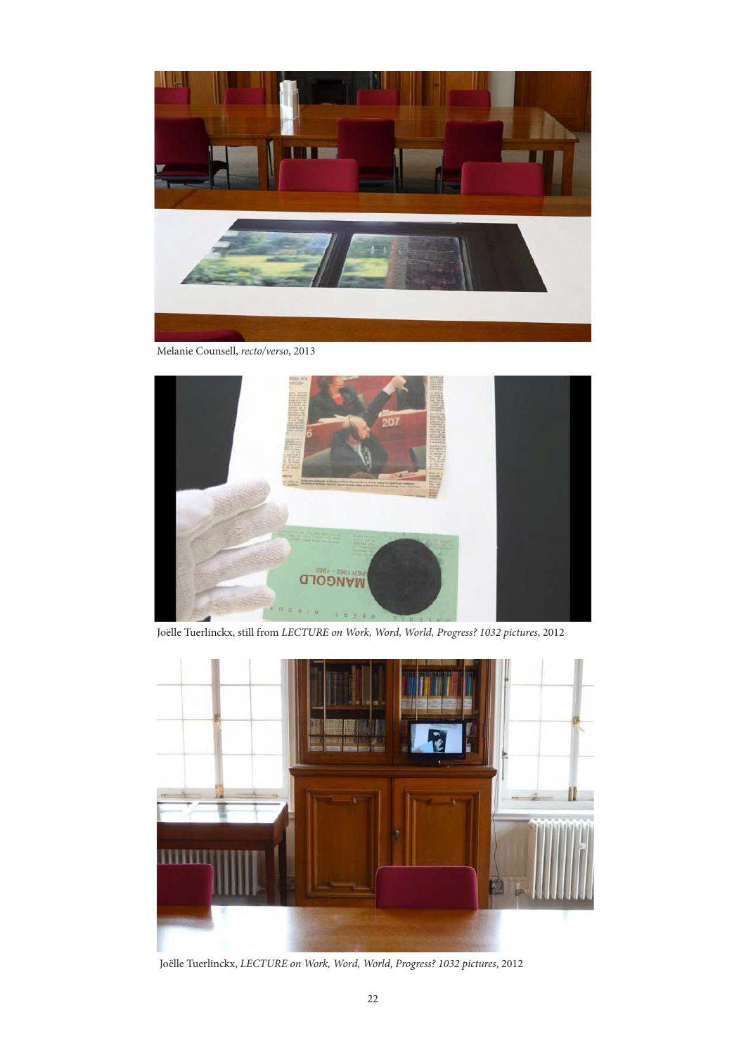Melanie Counsell, *recto/verso*, 2013

Joëlle Tuerlinckx, still from *LECTURE on Work, Word, World, Progress? 1032 pictures*, 2012

Joëlle Tuerlinckx, *LECTURE on Work, Word, World, Progress? 1032 pictures*, 2012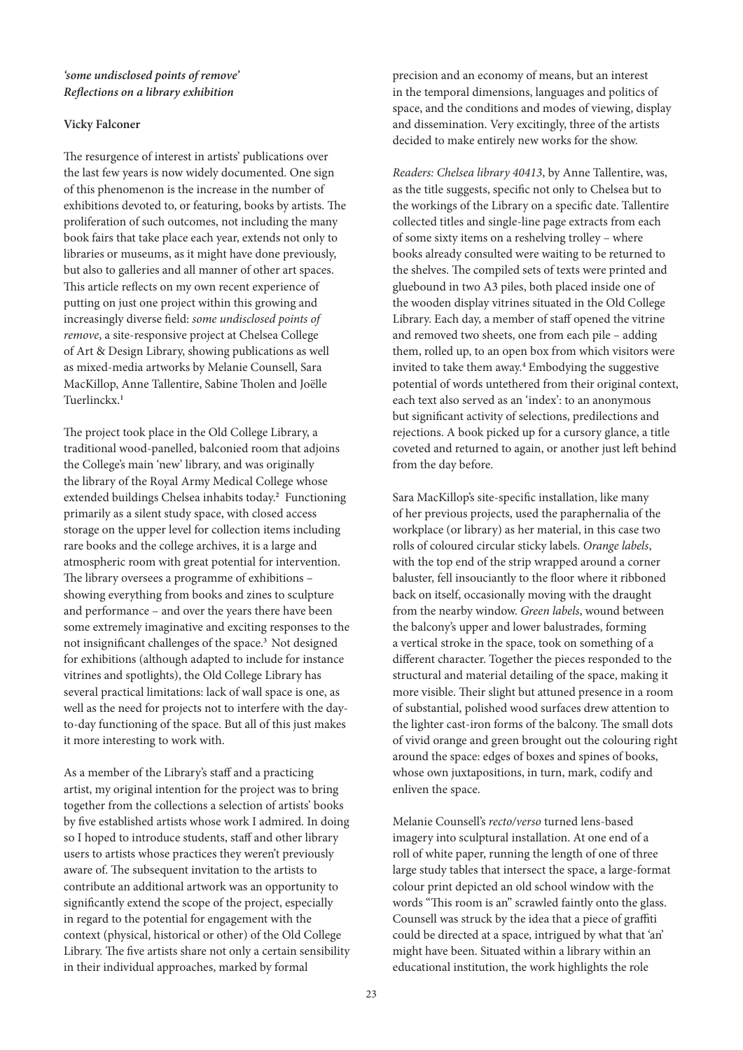***'some undisclosed points of remove' Reflections on a library exhibition***

**Vicky Falconer**

The resurgence of interest in artists' publications over the last few years is now widely documented. One sign of this phenomenon is the increase in the number of exhibitions devoted to, or featuring, books by artists. The proliferation of such outcomes, not including the many book fairs that take place each year, extends not only to libraries or museums, as it might have done previously, but also to galleries and all manner of other art spaces. This article reflects on my own recent experience of putting on just one project within this growing and increasingly diverse field: *some undisclosed points of remove*, a site-responsive project at Chelsea College of Art & Design Library, showing publications as well as mixed-media artworks by Melanie Counsell, Sara MacKillop, Anne Tallentire, Sabine Tholen and Joëlle Tuerlinckx.[1]

The project took place in the Old College Library, a traditional wood-panelled, balconied room that adjoins the College's main 'new' library, and was originally the library of the Royal Army Medical College whose extended buildings Chelsea inhabits today.[2] Functioning primarily as a silent study space, with closed access storage on the upper level for collection items including rare books and the college archives, it is a large and atmospheric room with great potential for intervention. The library oversees a programme of exhibitions – showing everything from books and zines to sculpture and performance – and over the years there have been some extremely imaginative and exciting responses to the not insignificant challenges of the space.[3] Not designed for exhibitions (although adapted to include for instance vitrines and spotlights), the Old College Library has several practical limitations: lack of wall space is one, as well as the need for projects not to interfere with the day-to-day functioning of the space. But all of this just makes it more interesting to work with.

As a member of the Library's staff and a practicing artist, my original intention for the project was to bring together from the collections a selection of artists' books by five established artists whose work I admired. In doing so I hoped to introduce students, staff and other library users to artists whose practices they weren't previously aware of. The subsequent invitation to the artists to contribute an additional artwork was an opportunity to significantly extend the scope of the project, especially in regard to the potential for engagement with the context (physical, historical or other) of the Old College Library. The five artists share not only a certain sensibility in their individual approaches, marked by formal precision and an economy of means, but an interest in the temporal dimensions, languages and politics of space, and the conditions and modes of viewing, display and dissemination. Very excitingly, three of the artists decided to make entirely new works for the show.

*Readers: Chelsea library 40413*, by Anne Tallentire, was, as the title suggests, specific not only to Chelsea but to the workings of the Library on a specific date. Tallentire collected titles and single-line page extracts from each of some sixty items on a reshelving trolley – where books already consulted were waiting to be returned to the shelves. The compiled sets of texts were printed and gluebound in two A3 piles, both placed inside one of the wooden display vitrines situated in the Old College Library. Each day, a member of staff opened the vitrine and removed two sheets, one from each pile – adding them, rolled up, to an open box from which visitors were invited to take them away.[4] Embodying the suggestive potential of words untethered from their original context, each text also served as an 'index': to an anonymous but significant activity of selections, predilections and rejections. A book picked up for a cursory glance, a title coveted and returned to again, or another just left behind from the day before.

Sara MacKillop's site-specific installation, like many of her previous projects, used the paraphernalia of the workplace (or library) as her material, in this case two rolls of coloured circular sticky labels. *Orange labels*, with the top end of the strip wrapped around a corner baluster, fell insouciantly to the floor where it ribboned back on itself, occasionally moving with the draught from the nearby window. *Green labels*, wound between the balcony's upper and lower balustrades, forming a vertical stroke in the space, took on something of a different character. Together the pieces responded to the structural and material detailing of the space, making it more visible. Their slight but attuned presence in a room of substantial, polished wood surfaces drew attention to the lighter cast-iron forms of the balcony. The small dots of vivid orange and green brought out the colouring right around the space: edges of boxes and spines of books, whose own juxtapositions, in turn, mark, codify and enliven the space.

Melanie Counsell's *recto/verso* turned lens-based imagery into sculptural installation. At one end of a roll of white paper, running the length of one of three large study tables that intersect the space, a large-format colour print depicted an old school window with the words "This room is an" scrawled faintly onto the glass. Counsell was struck by the idea that a piece of graffiti could be directed at a space, intrigued by what that 'an' might have been. Situated within a library within an educational institution, the work highlights the role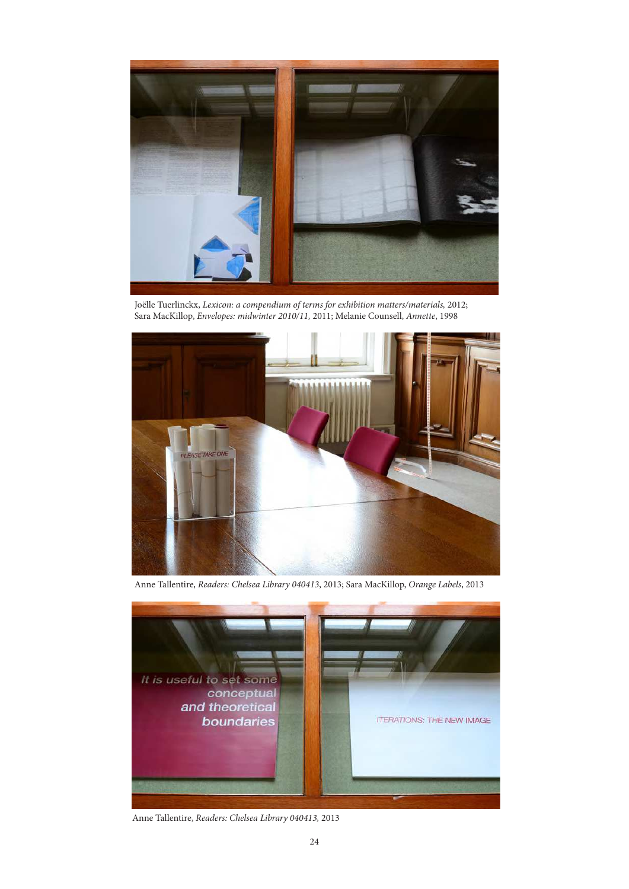Joëlle Tuerlinckx, *Lexicon: a compendium of terms for exhibition matters/materials,* 2012; Sara MacKillop, *Envelopes: midwinter 2010/11,* 2011; Melanie Counsell, *Annette*, 1998

Anne Tallentire, *Readers: Chelsea Library 040413*, 2013; Sara MacKillop, *Orange Labels*, 2013

Anne Tallentire, *Readers: Chelsea Library 040413,* 2013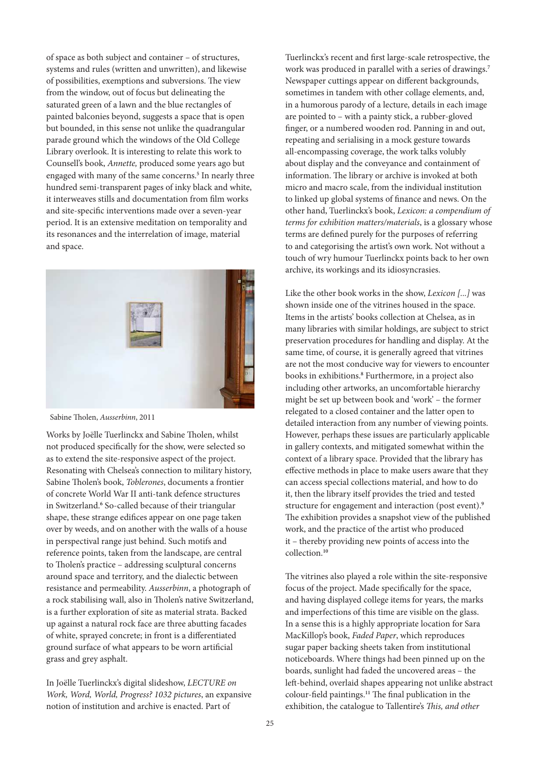of space as both subject and container – of structures, systems and rules (written and unwritten), and likewise of possibilities, exemptions and subversions. The view from the window, out of focus but delineating the saturated green of a lawn and the blue rectangles of painted balconies beyond, suggests a space that is open but bounded, in this sense not unlike the quadrangular parade ground which the windows of the Old College Library overlook. It is interesting to relate this work to Counsell's book, *Annette,* produced some years ago but engaged with many of the same concerns.[5] In nearly three hundred semi-transparent pages of inky black and white, it interweaves stills and documentation from film works and site-specific interventions made over a seven-year period. It is an extensive meditation on temporality and its resonances and the interrelation of image, material and space.

Sabine Tholen, *Ausserbinn*, 2011

Works by Joëlle Tuerlinckx and Sabine Tholen, whilst not produced specifically for the show, were selected so as to extend the site-responsive aspect of the project. Resonating with Chelsea's connection to military history, Sabine Tholen's book, *Toblerones*, documents a frontier of concrete World War II anti-tank defence structures in Switzerland.[6] So-called because of their triangular shape, these strange edifices appear on one page taken over by weeds, and on another with the walls of a house in perspectival range just behind. Such motifs and reference points, taken from the landscape, are central to Tholen's practice – addressing sculptural concerns around space and territory, and the dialectic between resistance and permeability. *Ausserbinn*, a photograph of a rock stabilising wall, also in Tholen's native Switzerland, is a further exploration of site as material strata. Backed up against a natural rock face are three abutting facades of white, sprayed concrete; in front is a differentiated ground surface of what appears to be worn artificial grass and grey asphalt.

In Joëlle Tuerlinckx's digital slideshow, *LECTURE on Work, Word, World, Progress? 1032 pictures*, an expansive notion of institution and archive is enacted. Part of Tuerlinckx's recent and first large-scale retrospective, the work was produced in parallel with a series of drawings.[7] Newspaper cuttings appear on different backgrounds, sometimes in tandem with other collage elements, and, in a humorous parody of a lecture, details in each image are pointed to – with a painty stick, a rubber-gloved finger, or a numbered wooden rod. Panning in and out, repeating and serialising in a mock gesture towards all-encompassing coverage, the work talks volubly about display and the conveyance and containment of information. The library or archive is invoked at both micro and macro scale, from the individual institution to linked up global systems of finance and news. On the other hand, Tuerlinckx's book, *Lexicon: a compendium of terms for exhibition matters/materials*, is a glossary whose terms are defined purely for the purposes of referring to and categorising the artist's own work. Not without a touch of wry humour Tuerlinckx points back to her own archive, its workings and its idiosyncrasies.

Like the other book works in the show, *Lexicon [...]* was shown inside one of the vitrines housed in the space. Items in the artists' books collection at Chelsea, as in many libraries with similar holdings, are subject to strict preservation procedures for handling and display. At the same time, of course, it is generally agreed that vitrines are not the most conducive way for viewers to encounter books in exhibitions.[8] Furthermore, in a project also including other artworks, an uncomfortable hierarchy might be set up between book and 'work' – the former relegated to a closed container and the latter open to detailed interaction from any number of viewing points. However, perhaps these issues are particularly applicable in gallery contexts, and mitigated somewhat within the context of a library space. Provided that the library has effective methods in place to make users aware that they can access special collections material, and how to do it, then the library itself provides the tried and tested structure for engagement and interaction (post event).[9] The exhibition provides a snapshot view of the published work, and the practice of the artist who produced it – thereby providing new points of access into the collection.[10]

The vitrines also played a role within the site-responsive focus of the project. Made specifically for the space, and having displayed college items for years, the marks and imperfections of this time are visible on the glass. In a sense this is a highly appropriate location for Sara MacKillop's book, *Faded Paper*, which reproduces sugar paper backing sheets taken from institutional noticeboards. Where things had been pinned up on the boards, sunlight had faded the uncovered areas – the left-behind, overlaid shapes appearing not unlike abstract colour-field paintings.[11] The final publication in the exhibition, the catalogue to Tallentire's *This, and other*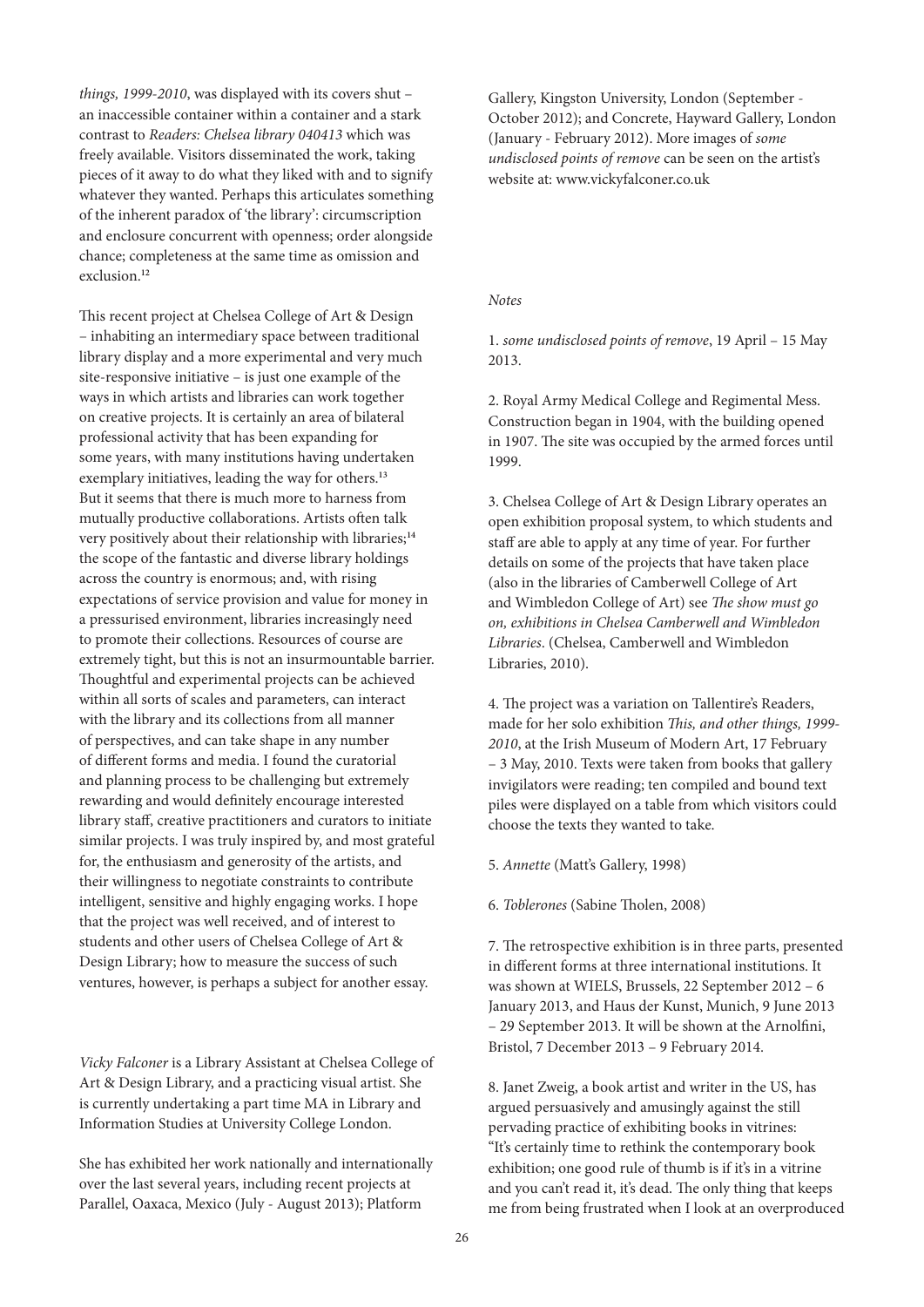*things, 1999-2010*, was displayed with its covers shut – an inaccessible container within a container and a stark contrast to *Readers: Chelsea library 040413* which was freely available. Visitors disseminated the work, taking pieces of it away to do what they liked with and to signify whatever they wanted. Perhaps this articulates something of the inherent paradox of 'the library': circumscription and enclosure concurrent with openness; order alongside chance; completeness at the same time as omission and exclusion.[12]

This recent project at Chelsea College of Art & Design – inhabiting an intermediary space between traditional library display and a more experimental and very much site-responsive initiative – is just one example of the ways in which artists and libraries can work together on creative projects. It is certainly an area of bilateral professional activity that has been expanding for some years, with many institutions having undertaken exemplary initiatives, leading the way for others.[13] But it seems that there is much more to harness from mutually productive collaborations. Artists often talk very positively about their relationship with libraries;[14] the scope of the fantastic and diverse library holdings across the country is enormous; and, with rising expectations of service provision and value for money in a pressurised environment, libraries increasingly need to promote their collections. Resources of course are extremely tight, but this is not an insurmountable barrier. Thoughtful and experimental projects can be achieved within all sorts of scales and parameters, can interact with the library and its collections from all manner of perspectives, and can take shape in any number of different forms and media. I found the curatorial and planning process to be challenging but extremely rewarding and would definitely encourage interested library staff, creative practitioners and curators to initiate similar projects. I was truly inspired by, and most grateful for, the enthusiasm and generosity of the artists, and their willingness to negotiate constraints to contribute intelligent, sensitive and highly engaging works. I hope that the project was well received, and of interest to students and other users of Chelsea College of Art & Design Library; how to measure the success of such ventures, however, is perhaps a subject for another essay.

*Vicky Falconer* is a Library Assistant at Chelsea College of Art & Design Library, and a practicing visual artist. She is currently undertaking a part time MA in Library and Information Studies at University College London.

She has exhibited her work nationally and internationally over the last several years, including recent projects at Parallel, Oaxaca, Mexico (July - August 2013); Platform Gallery, Kingston University, London (September - October 2012); and Concrete, Hayward Gallery, London (January - February 2012). More images of *some undisclosed points of remove* can be seen on the artist's website at: www.vickyfalconer.co.uk

*Notes*

1. *some undisclosed points of remove*, 19 April – 15 May 2013.

2. Royal Army Medical College and Regimental Mess. Construction began in 1904, with the building opened in 1907. The site was occupied by the armed forces until 1999.

3. Chelsea College of Art & Design Library operates an open exhibition proposal system, to which students and staff are able to apply at any time of year. For further details on some of the projects that have taken place (also in the libraries of Camberwell College of Art and Wimbledon College of Art) see *The show must go on, exhibitions in Chelsea Camberwell and Wimbledon Libraries*. (Chelsea, Camberwell and Wimbledon Libraries, 2010).

4. The project was a variation on Tallentire's Readers, made for her solo exhibition *This, and other things, 1999-2010*, at the Irish Museum of Modern Art, 17 February – 3 May, 2010. Texts were taken from books that gallery invigilators were reading; ten compiled and bound text piles were displayed on a table from which visitors could choose the texts they wanted to take.

5. *Annette* (Matt's Gallery, 1998)

6. *Toblerones* (Sabine Tholen, 2008)

7. The retrospective exhibition is in three parts, presented in different forms at three international institutions. It was shown at WIELS, Brussels, 22 September 2012 – 6 January 2013, and Haus der Kunst, Munich, 9 June 2013 – 29 September 2013. It will be shown at the Arnolfini, Bristol, 7 December 2013 – 9 February 2014.

8. Janet Zweig, a book artist and writer in the US, has argued persuasively and amusingly against the still pervading practice of exhibiting books in vitrines: "It's certainly time to rethink the contemporary book exhibition; one good rule of thumb is if it's in a vitrine and you can't read it, it's dead. The only thing that keeps me from being frustrated when I look at an overproduced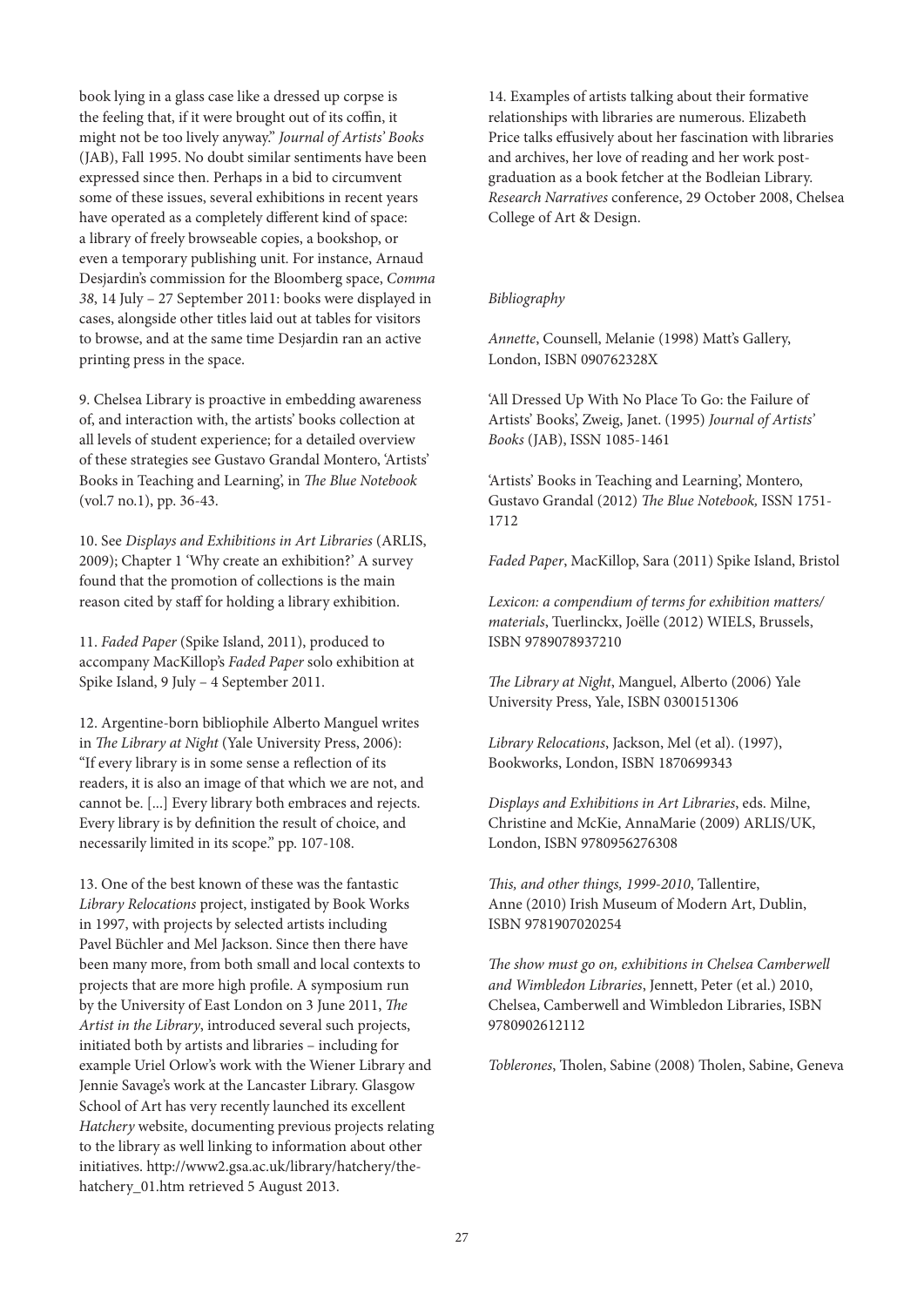book lying in a glass case like a dressed up corpse is the feeling that, if it were brought out of its coffin, it might not be too lively anyway." *Journal of Artists' Books* (JAB), Fall 1995. No doubt similar sentiments have been expressed since then. Perhaps in a bid to circumvent some of these issues, several exhibitions in recent years have operated as a completely different kind of space: a library of freely browseable copies, a bookshop, or even a temporary publishing unit. For instance, Arnaud Desjardin's commission for the Bloomberg space, *Comma 38*, 14 July – 27 September 2011: books were displayed in cases, alongside other titles laid out at tables for visitors to browse, and at the same time Desjardin ran an active printing press in the space.

9. Chelsea Library is proactive in embedding awareness of, and interaction with, the artists' books collection at all levels of student experience; for a detailed overview of these strategies see Gustavo Grandal Montero, 'Artists' Books in Teaching and Learning', in *The Blue Notebook* (vol.7 no.1), pp. 36-43.

10. See *Displays and Exhibitions in Art Libraries* (ARLIS, 2009); Chapter 1 'Why create an exhibition?' A survey found that the promotion of collections is the main reason cited by staff for holding a library exhibition.

11. *Faded Paper* (Spike Island, 2011), produced to accompany MacKillop's *Faded Paper* solo exhibition at Spike Island, 9 July – 4 September 2011.

12. Argentine-born bibliophile Alberto Manguel writes in *The Library at Night* (Yale University Press, 2006): "If every library is in some sense a reflection of its readers, it is also an image of that which we are not, and cannot be. [...] Every library both embraces and rejects. Every library is by definition the result of choice, and necessarily limited in its scope." pp. 107-108.

13. One of the best known of these was the fantastic *Library Relocations* project, instigated by Book Works in 1997, with projects by selected artists including Pavel Büchler and Mel Jackson. Since then there have been many more, from both small and local contexts to projects that are more high profile. A symposium run by the University of East London on 3 June 2011, *The Artist in the Library*, introduced several such projects, initiated both by artists and libraries – including for example Uriel Orlow's work with the Wiener Library and Jennie Savage's work at the Lancaster Library. Glasgow School of Art has very recently launched its excellent *Hatchery* website, documenting previous projects relating to the library as well linking to information about other initiatives. http://www2.gsa.ac.uk/library/hatchery/the-hatchery_01.htm retrieved 5 August 2013.

14. Examples of artists talking about their formative relationships with libraries are numerous. Elizabeth Price talks effusively about her fascination with libraries and archives, her love of reading and her work post-graduation as a book fetcher at the Bodleian Library. *Research Narratives* conference, 29 October 2008, Chelsea College of Art & Design.

*Bibliography*

*Annette*, Counsell, Melanie (1998) Matt's Gallery, London, ISBN 090762328X

'All Dressed Up With No Place To Go: the Failure of Artists' Books', Zweig, Janet. (1995) *Journal of Artists' Books* (JAB), ISSN 1085-1461

'Artists' Books in Teaching and Learning', Montero, Gustavo Grandal (2012) *The Blue Notebook,* ISSN 1751-1712

*Faded Paper*, MacKillop, Sara (2011) Spike Island, Bristol

*Lexicon: a compendium of terms for exhibition matters/materials*, Tuerlinckx, Joëlle (2012) WIELS, Brussels, ISBN 9789078937210

*The Library at Night*, Manguel, Alberto (2006) Yale University Press, Yale, ISBN 0300151306

*Library Relocations*, Jackson, Mel (et al). (1997), Bookworks, London, ISBN 1870699343

*Displays and Exhibitions in Art Libraries*, eds. Milne, Christine and McKie, AnnaMarie (2009) ARLIS/UK, London, ISBN 9780956276308

*This, and other things, 1999-2010*, Tallentire, Anne (2010) Irish Museum of Modern Art, Dublin, ISBN 9781907020254

*The show must go on, exhibitions in Chelsea Camberwell and Wimbledon Libraries*, Jennett, Peter (et al.) 2010, Chelsea, Camberwell and Wimbledon Libraries, ISBN 9780902612112

*Toblerones*, Tholen, Sabine (2008) Tholen, Sabine, Geneva